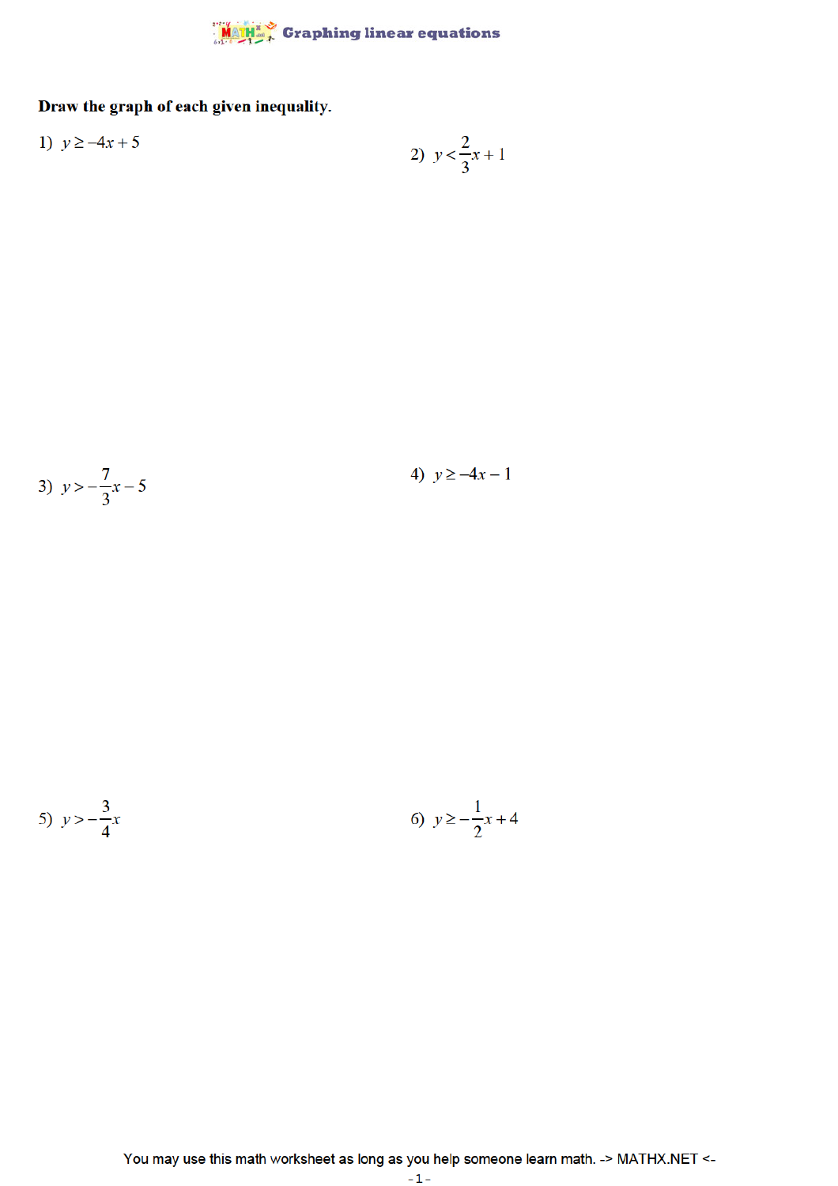# Graphing linear equations

**Draw the graph of each given inequality.**

1) $y \geq -4x + 5$

2) $y < \frac{2}{3}x + 1$

3) $y > -\frac{7}{3}x - 5$

4) $y \geq -4x - 1$

5) $y > -\frac{3}{4}x$

6) $y \geq -\frac{1}{2}x + 4$

You may use this math worksheet as long as you help someone learn math. -> MATHX.NET <-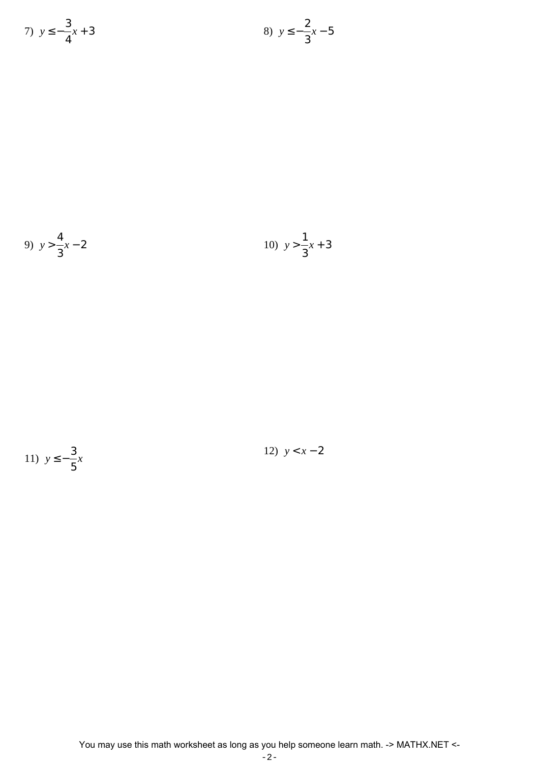7) $y \leq -\frac{3}{4}x + 3$

8) $y \leq -\frac{2}{3}x - 5$

9) $y > \frac{4}{3}x - 2$

10) $y > \frac{1}{3}x + 3$

11) $y \leq -\frac{3}{5}x$

12) $y < x - 2$

You may use this math worksheet as long as you help someone learn math. -> MATHX.NET <-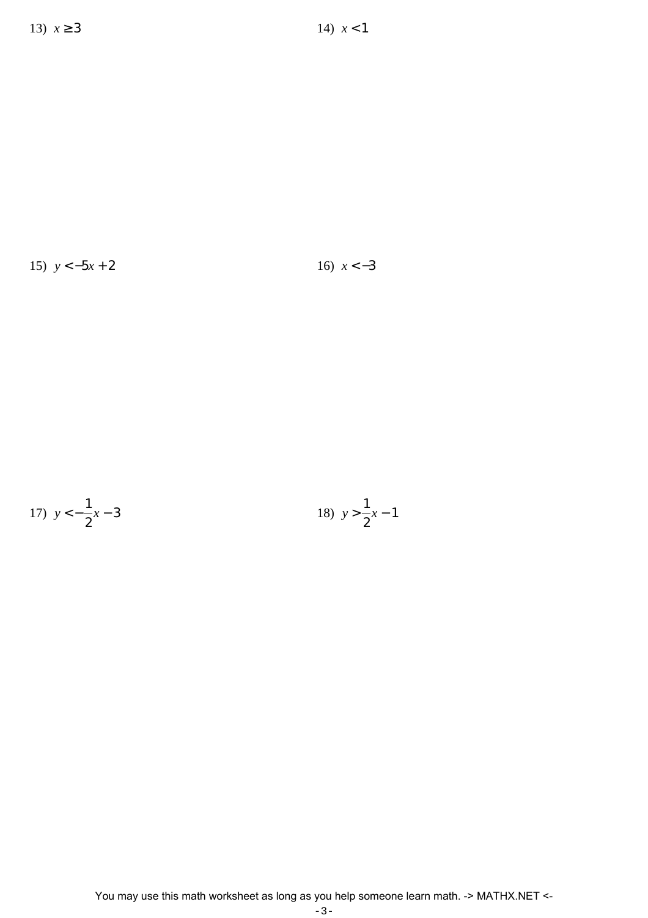13) $x \geq 3$

14) $x < 1$

15) $y < -5x + 2$

16) $x < -3$

17) $y < -\frac{1}{2}x - 3$

18) $y > \frac{1}{2}x - 1$

You may use this math worksheet as long as you help someone learn math. -> MATHX.NET <-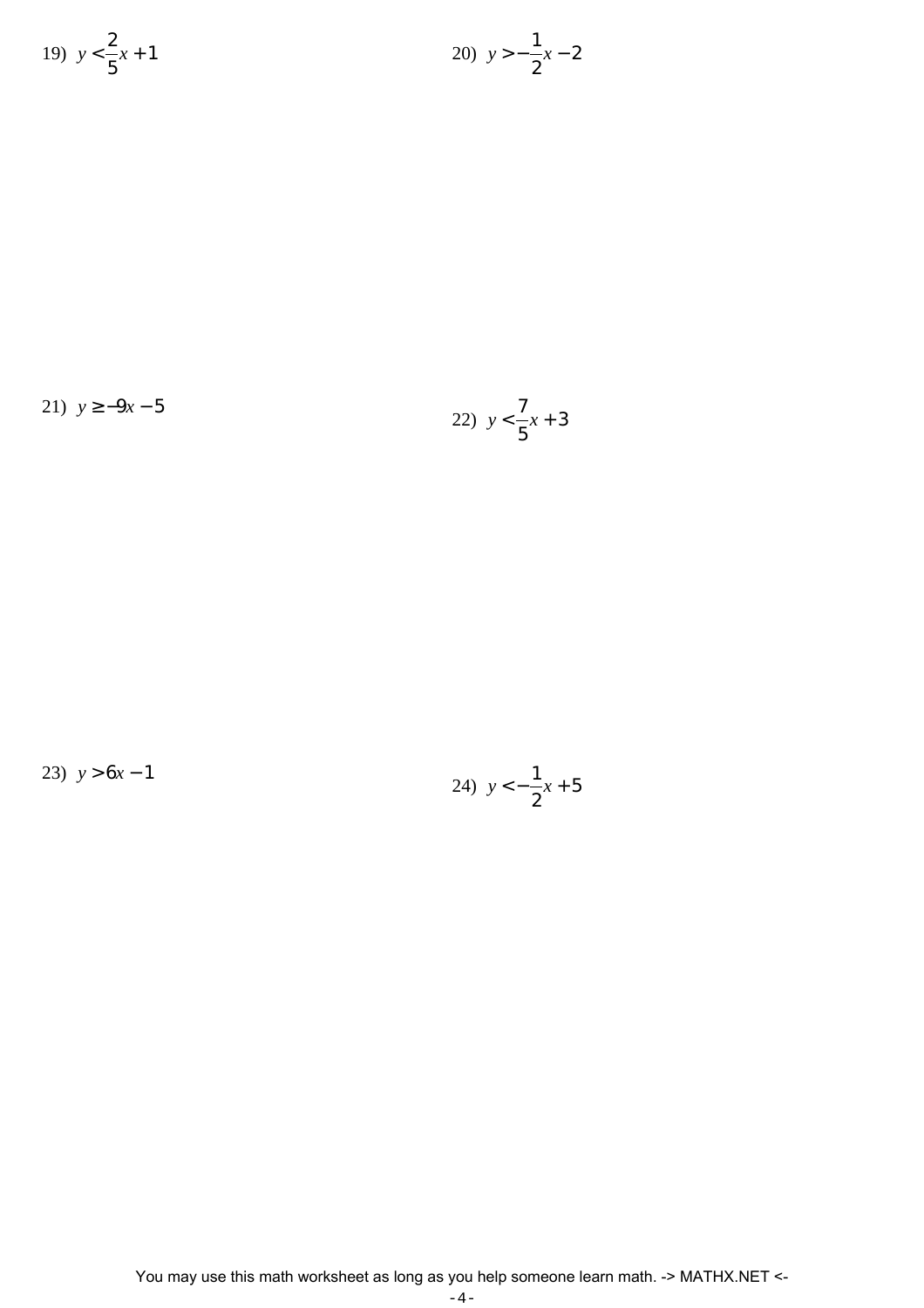19) $y < \frac{2}{5}x + 1$

20) $y > -\frac{1}{2}x - 2$

21) $y \geq -9x - 5$

22) $y < \frac{7}{5}x + 3$

23) $y > 6x - 1$

24) $y < -\frac{1}{2}x + 5$

You may use this math worksheet as long as you help someone learn math. -> MATHX.NET <-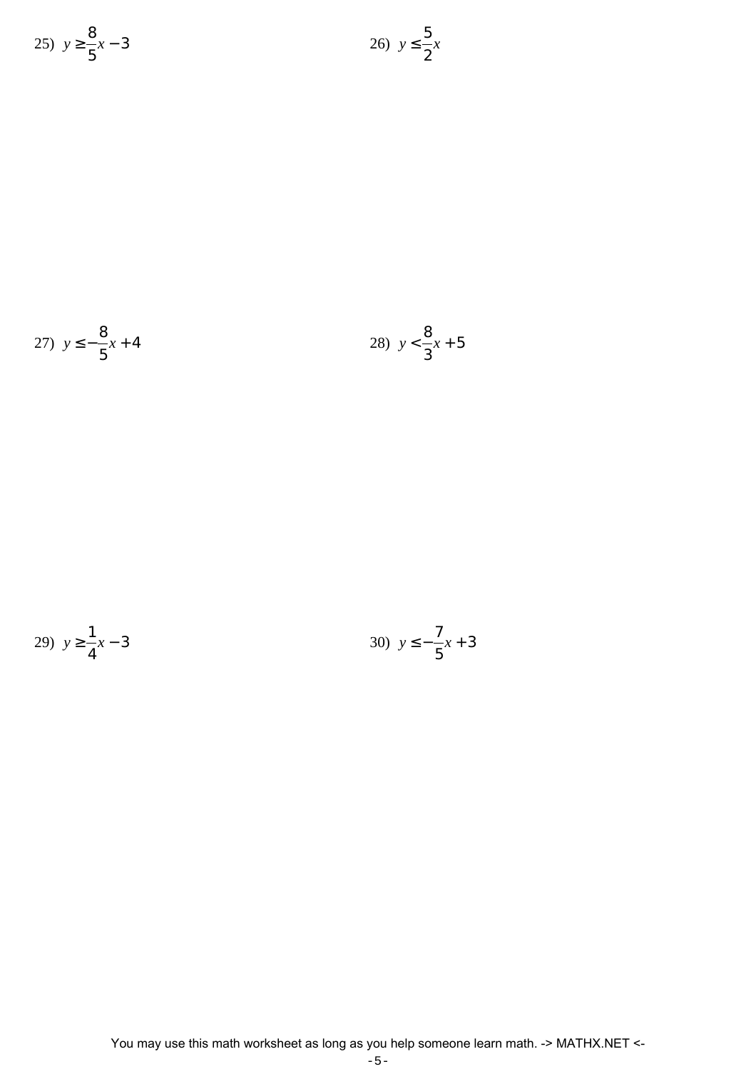25) $y \geq \frac{8}{5}x - 3$

26) $y \leq \frac{5}{2}x$

27) $y \leq -\frac{8}{5}x + 4$

28) $y < \frac{8}{3}x + 5$

29) $y \geq \frac{1}{4}x - 3$

30) $y \leq -\frac{7}{5}x + 3$

You may use this math worksheet as long as you help someone learn math. -> MATHX.NET <-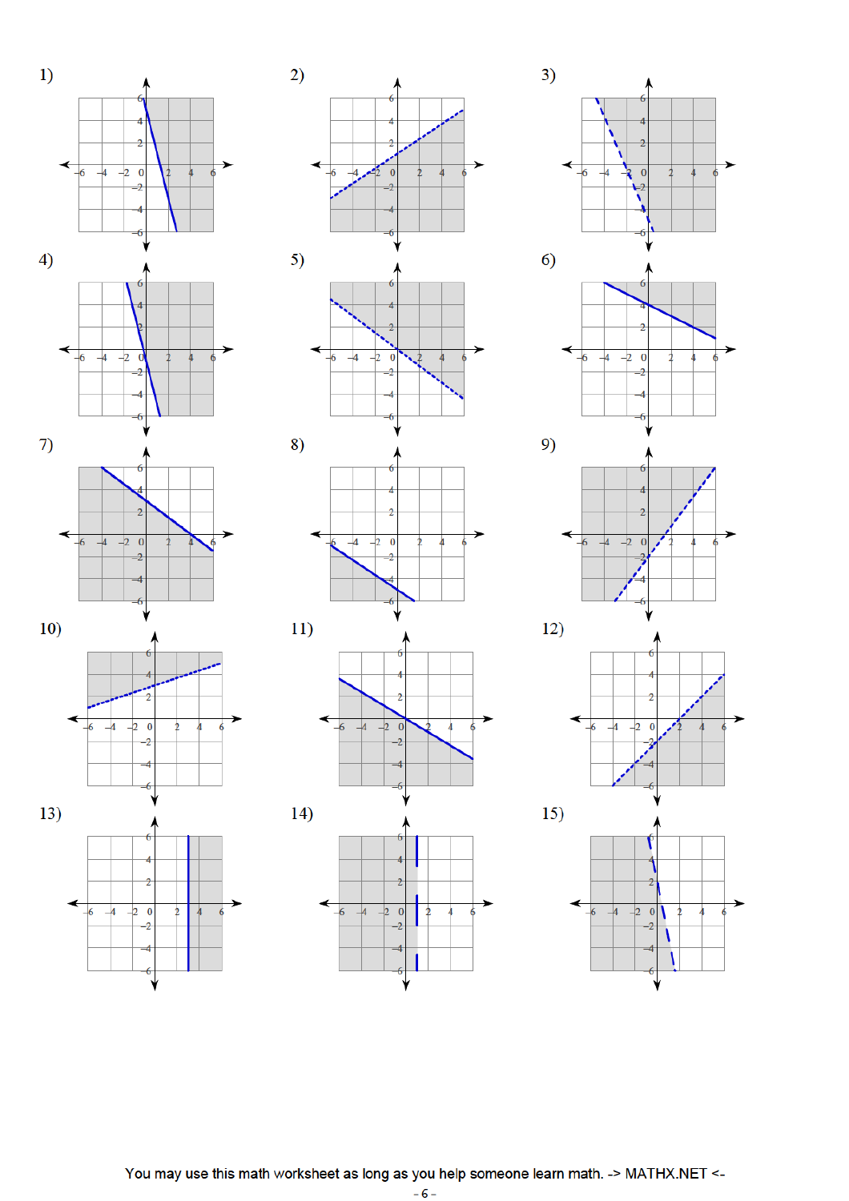1)

2)

3)

4)

5)

6)

7)

8)

9)

10)

11)

12)

13)

14)

15)

You may use this math worksheet as long as you help someone learn math. -> MATHX.NET <-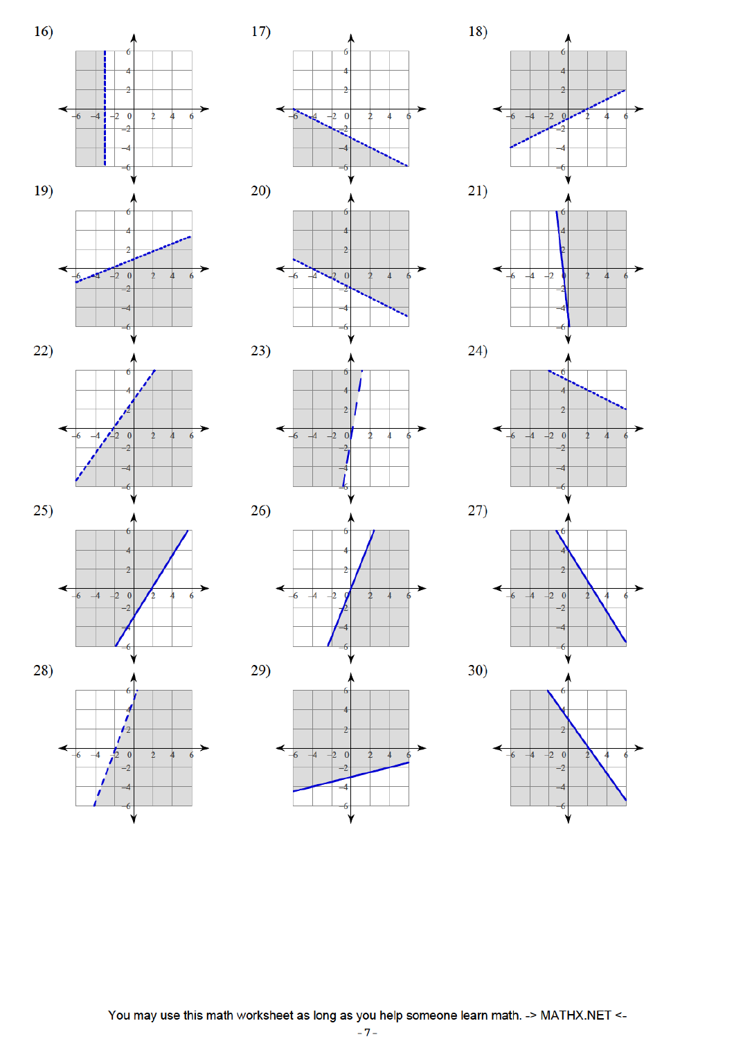16)

−6 −4 −2 0 2 4 6

17)

−6 −4 −2 0 2 4 6

18)

−6 −4 −2 0 2 4 6

19)

−6 −4 −2 0 2 4 6

20)

−6 −4 −2 0 2 4 6

21)

−6 −4 −2 0 2 4 6

22)

−6 −4 −2 0 2 4 6

23)

−6 −4 −2 0 2 4 6

24)

−6 −4 −2 0 2 4 6

25)

−6 −4 −2 0 2 4 6

26)

−6 −4 −2 0 2 4 6

27)

−6 −4 −2 0 2 4 6

28)

−6 −4 −2 0 2 4 6

29)

−6 −4 −2 0 2 4 6

30)

−6 −4 −2 0 2 4 6

You may use this math worksheet as long as you help someone learn math. -> MATHX.NET <-